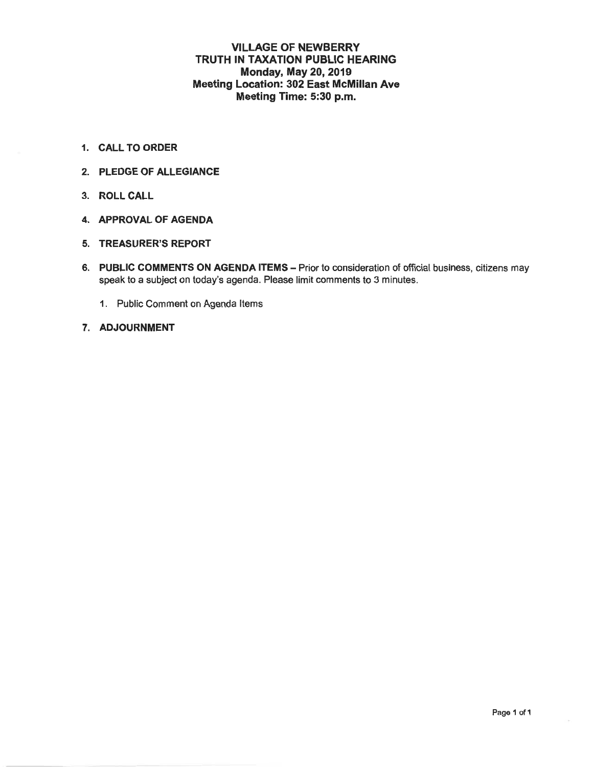# VILLAGE OF NEWBERRY
## TRUTH IN TAXATION PUBLIC HEARING
**Monday, May 20, 2019**
**Meeting Location: 302 East McMillan Ave**
**Meeting Time: 5:30 p.m.**

1. **CALL TO ORDER**
2. **PLEDGE OF ALLEGIANCE**
3. **ROLL CALL**
4. **APPROVAL OF AGENDA**
5. **TREASURER'S REPORT**
6. **PUBLIC COMMENTS ON AGENDA ITEMS** – Prior to consideration of official business, citizens may speak to a subject on today's agenda. Please limit comments to 3 minutes.
    1. Public Comment on Agenda Items
7. **ADJOURNMENT**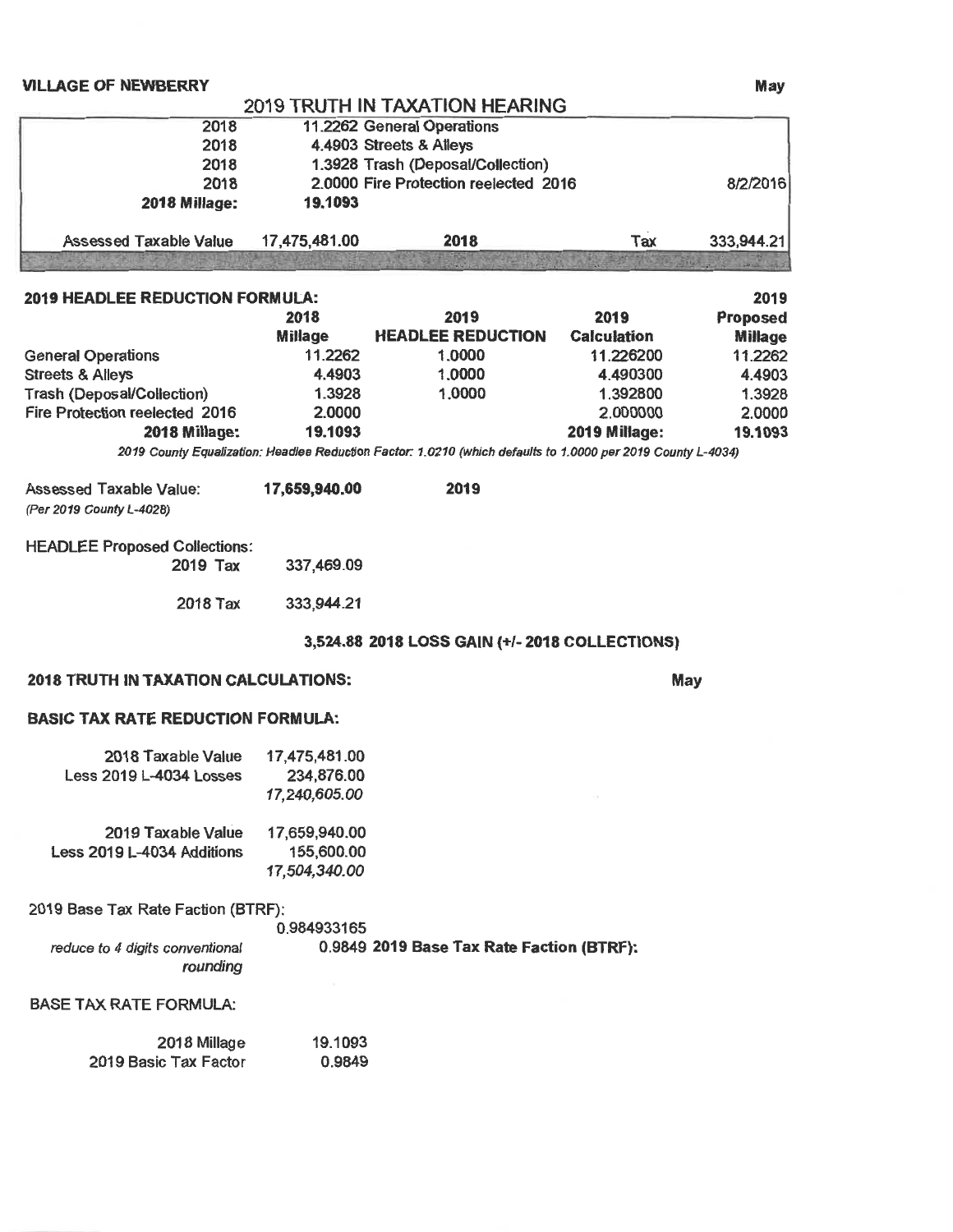**VILLAGE OF NEWBERRY** **May**

## 2019 TRUTH IN TAXATION HEARING

| | | | | |
|---|---|---|---|---|
| 2018 | 11.2262 General Operations | | | |
| 2018 | 4.4903 Streets & Alleys | | | |
| 2018 | 1.3928 Trash (Deposal/Collection) | | | |
| 2018 | 2.0000 Fire Protection reelected 2016 | | | 8/2/2016 |
| **2018 Millage:** | **19.1093** | | | |
| Assessed Taxable Value | 17,475,481.00 | 2018 | Tax | 333,944.21 |

**2019 HEADLEE REDUCTION FORMULA:**

| | 2018 Millage | 2019 HEADLEE REDUCTION | 2019 Calculation | 2019 Proposed Millage |
|---|---|---|---|---|
| General Operations | 11.2262 | 1.0000 | 11.226200 | 11.2262 |
| Streets & Alleys | 4.4903 | 1.0000 | 4.490300 | 4.4903 |
| Trash (Deposal/Collection) | 1.3928 | 1.0000 | 1.392800 | 1.3928 |
| Fire Protection reelected 2016 | 2.0000 | | 2.000000 | 2.0000 |
| **2018 Millage:** | **19.1093** | | **2019 Millage:** | **19.1093** |

*2019 County Equalization: Headlee Reduction Factor: 1.0210 (which defaults to 1.0000 per 2019 County L-4034)*

Assessed Taxable Value: **17,659,940.00** **2019**
*(Per 2019 County L-4028)*

HEADLEE Proposed Collections:

| | |
|---|---|
| 2019 Tax | 337,469.09 |
| 2018 Tax | 333,944.21 |

**3,524.88 2018 LOSS GAIN (+/- 2018 COLLECTIONS)**

**2018 TRUTH IN TAXATION CALCULATIONS:** **May**

**BASIC TAX RATE REDUCTION FORMULA:**

| | |
|---|---|
| 2018 Taxable Value | 17,475,481.00 |
| Less 2019 L-4034 Losses | 234,876.00 |
| | *17,240,605.00* |
| 2019 Taxable Value | 17,659,940.00 |
| Less 2019 L-4034 Additions | 155,600.00 |
| | *17,504,340.00* |

2019 Base Tax Rate Faction (BTRF):

0.984933165

*reduce to 4 digits conventional rounding* **0.9849 2019 Base Tax Rate Faction (BTRF):**

BASE TAX RATE FORMULA:

| | |
|---|---|
| 2018 Millage | 19.1093 |
| 2019 Basic Tax Factor | 0.9849 |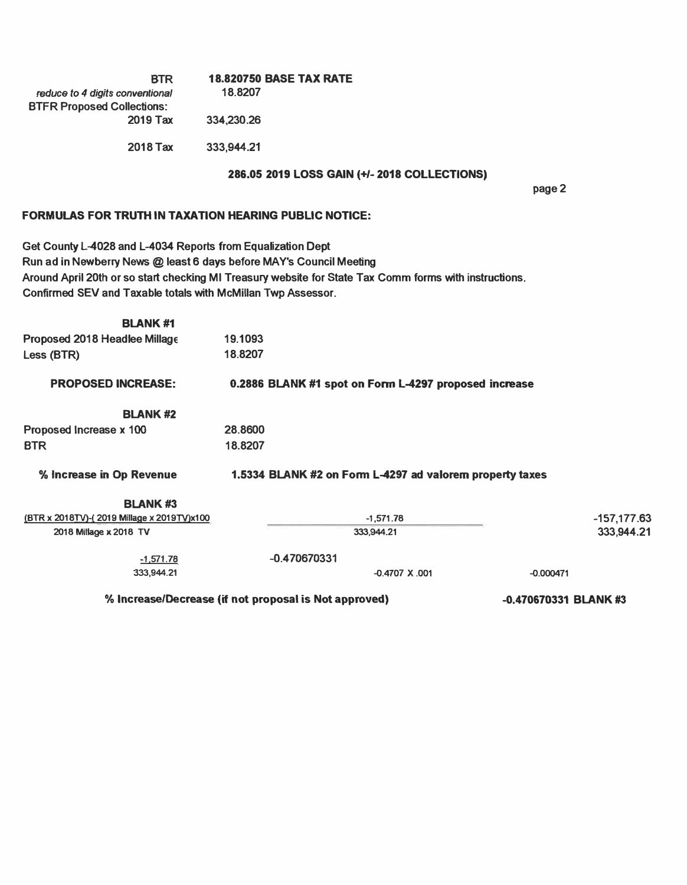| | |
|---|---|
| BTR | **18.820750 BASE TAX RATE** |
| *reduce to 4 digits conventional* | 18.8207 |
| BTFR Proposed Collections: | |
| 2019 Tax | 334,230.26 |
| 2018 Tax | 333,944.21 |

**286.05 2019 LOSS GAIN (+/- 2018 COLLECTIONS)**

page 2

**FORMULAS FOR TRUTH IN TAXATION HEARING PUBLIC NOTICE:**

Get County L-4028 and L-4034 Reports from Equalization Dept
Run ad in Newberry News @ least 6 days before MAY's Council Meeting
Around April 20th or so start checking MI Treasury website for State Tax Comm forms with instructions.
Confirmed SEV and Taxable totals with McMillan Twp Assessor.

**BLANK #1**

| | |
|---|---|
| Proposed 2018 Headlee Millage | 19.1093 |
| Less (BTR) | 18.8207 |
| **PROPOSED INCREASE:** | **0.2886 BLANK #1 spot on Form L-4297 proposed increase** |

**BLANK #2**

| | |
|---|---|
| Proposed Increase x 100 | 28.8600 |
| BTR | 18.8207 |
| **% Increase in Op Revenue** | **1.5334 BLANK #2 on Form L-4297 ad valorem property taxes** |

**BLANK #3**

| | | |
|---|---|---|
| (BTR x 2018TV)-( 2019 Millage x 2019TV)x100 | -1,571.78 | -157,177.63 |
| 2018 Millage x 2018 TV | 333,944.21 | 333,944.21 |

| | | |
|---|---|---|
| -1,571.78 / 333,944.21 | -0.470670331 | |
| | -0.4707 X .001 | -0.000471 |

**% Increase/Decrease (if not proposal is Not approved)** **-0.470670331 BLANK #3**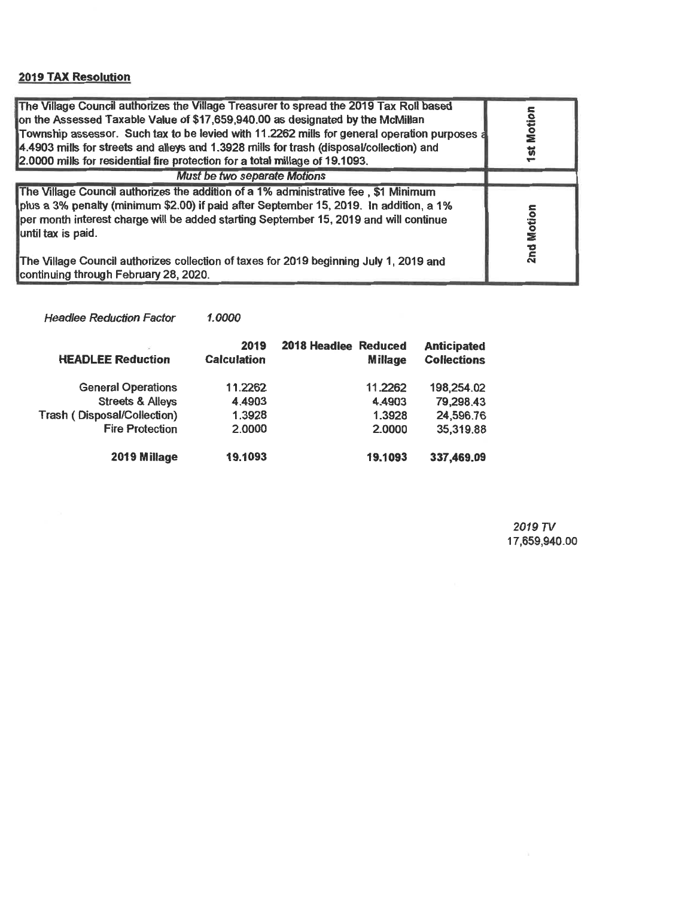## 2019 TAX Resolution

| | |
|---|---|
| The Village Council authorizes the Village Treasurer to spread the 2019 Tax Roll based on the Assessed Taxable Value of $17,659,940.00 as designated by the McMillan Township assessor. Such tax to be levied with 11.2262 mills for general operation purposes a 4.4903 mills for streets and alleys and 1.3928 mills for trash (disposal/collection) and 2.0000 mills for residential fire protection for a total millage of 19.1093. | 1st Motion |
| *Must be two separate Motions* | |
| The Village Council authorizes the addition of a 1% administrative fee , $1 Minimum plus a 3% penalty (minimum $2.00) if paid after September 15, 2019. In addition, a 1% per month interest charge will be added starting September 15, 2019 and will continue until tax is paid.<br><br>The Village Council authorizes collection of taxes for 2019 beginning July 1, 2019 and continuing through February 28, 2020. | 2nd Motion |

*Headlee Reduction Factor* *1.0000*

| HEADLEE Reduction | 2019 Calculation | 2018 Headlee | Reduced Millage | Anticipated Collections |
|---|---|---|---|---|
| General Operations | 11.2262 | | 11.2262 | 198,254.02 |
| Streets & Alleys | 4.4903 | | 4.4903 | 79,298.43 |
| Trash ( Disposal/Collection) | 1.3928 | | 1.3928 | 24,596.76 |
| Fire Protection | 2.0000 | | 2.0000 | 35,319.88 |
| **2019 Millage** | **19.1093** | | **19.1093** | **337,469.09** |

*2019 TV*
17,659,940.00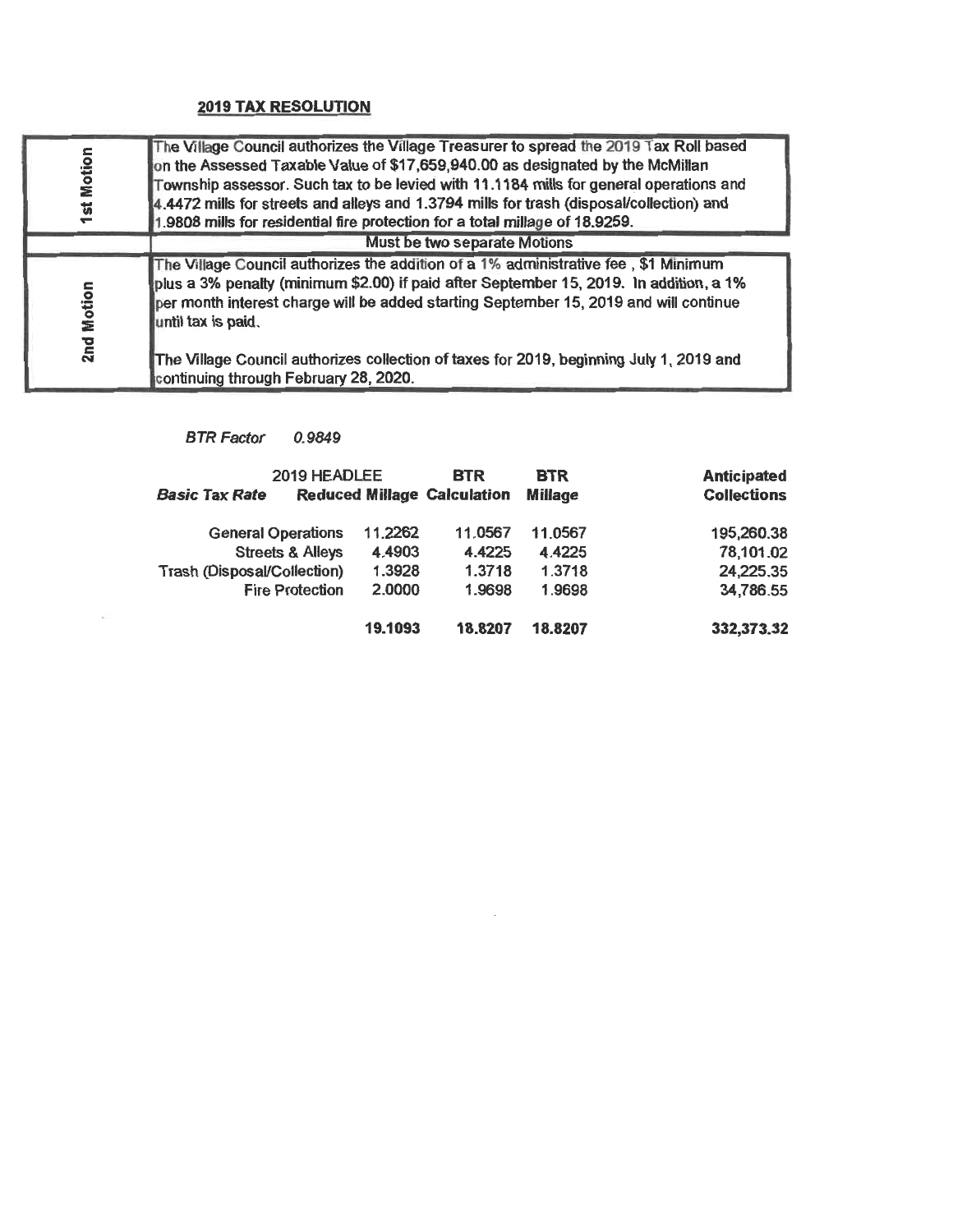## 2019 TAX RESOLUTION

| | |
|---|---|
| 1st Motion | The Village Council authorizes the Village Treasurer to spread the 2019 Tax Roll based on the Assessed Taxable Value of $17,659,940.00 as designated by the McMillan Township assessor. Such tax to be levied with 11.1184 mills for general operations and 4.4472 mills for streets and alleys and 1.3794 mills for trash (disposal/collection) and 1.9808 mills for residential fire protection for a total millage of 18.9259. |
| | Must be two separate Motions |
| 2nd Motion | The Village Council authorizes the addition of a 1% administrative fee , $1 Minimum plus a 3% penalty (minimum $2.00) if paid after September 15, 2019. In addition, a 1% per month interest charge will be added starting September 15, 2019 and will continue until tax is paid.<br><br>The Village Council authorizes collection of taxes for 2019, beginning July 1, 2019 and continuing through February 28, 2020. |

*BTR Factor* *0.9849*

| *Basic Tax Rate* | 2019 HEADLEE **Reduced Millage** | **BTR Calculation** | **BTR Millage** | **Anticipated Collections** |
|---|---|---|---|---|
| General Operations | 11.2262 | 11.0567 | 11.0567 | 195,260.38 |
| Streets & Alleys | 4.4903 | 4.4225 | 4.4225 | 78,101.02 |
| Trash (Disposal/Collection) | 1.3928 | 1.3718 | 1.3718 | 24,225.35 |
| Fire Protection | 2.0000 | 1.9698 | 1.9698 | 34,786.55 |
| | **19.1093** | **18.8207** | **18.8207** | **332,373.32** |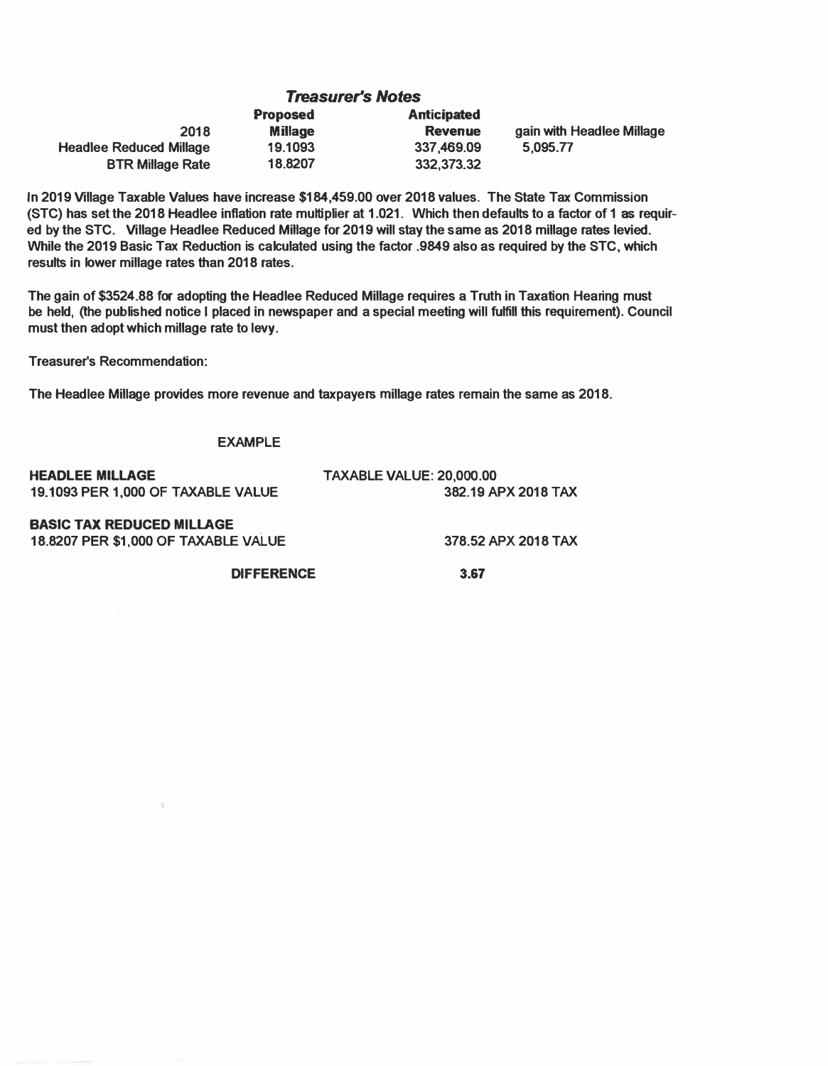## *Treasurer's Notes*

| 2018 | Proposed Millage | Anticipated Revenue | gain with Headlee Millage |
|---|---|---|---|
| Headlee Reduced Millage | 19.1093 | 337,469.09 | 5,095.77 |
| BTR Millage Rate | 18.8207 | 332,373.32 | |

**In 2019 Village Taxable Values have increase $184,459.00 over 2018 values. The State Tax Commission (STC) has set the 2018 Headlee inflation rate multiplier at 1.021. Which then defaults to a factor of 1 as required by the STC. Village Headlee Reduced Millage for 2019 will stay the same as 2018 millage rates levied. While the 2019 Basic Tax Reduction is calculated using the factor .9849 also as required by the STC, which results in lower millage rates than 2018 rates.**

**The gain of $3524.88 for adopting the Headlee Reduced Millage requires a Truth in Taxation Hearing must be held, (the published notice I placed in newspaper and a special meeting will fulfill this requirement). Council must then adopt which millage rate to levy.**

**Treasurer's Recommendation:**

**The Headlee Millage provides more revenue and taxpayers millage rates remain the same as 2018.**

EXAMPLE

| | |
|---|---|
| **HEADLEE MILLAGE** | TAXABLE VALUE: 20,000.00 |
| **19.1093 PER 1,000 OF TAXABLE VALUE** | 382.19 APX 2018 TAX |
| **BASIC TAX REDUCED MILLAGE** | |
| **18.8207 PER $1,000 OF TAXABLE VALUE** | 378.52 APX 2018 TAX |
| **DIFFERENCE** | **3.67** |